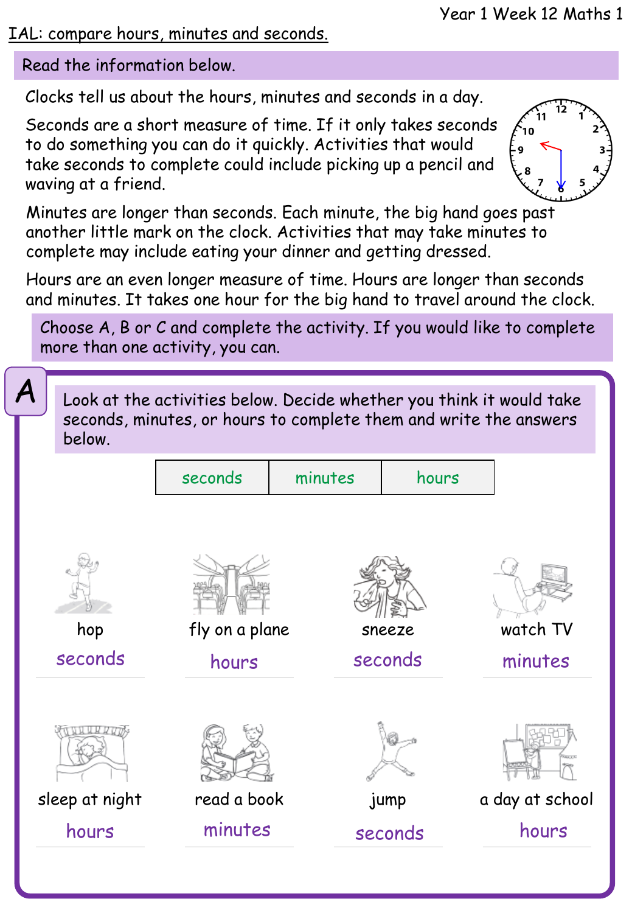IAL: compare hours, minutes and seconds.

Read the information below.

Clocks tell us about the hours, minutes and seconds in a day.

Seconds are a short measure of time. If it only takes seconds to do something you can do it quickly. Activities that would take seconds to complete could include picking up a pencil and waving at a friend.

Minutes are longer than seconds. Each minute, the big hand goes past another little mark on the clock. Activities that may take minutes to complete may include eating your dinner and getting dressed.

Hours are an even longer measure of time. Hours are longer than seconds and minutes. It takes one hour for the big hand to travel around the clock.

Choose A, B or C and complete the activity. If you would like to complete more than one activity, you can.

## A

Look at the activities below. Decide whether you think it would take seconds, minutes, or hours to complete them and write the answers below.

| seconds | minutes | hours |
|---|---|---|

| hop | fly on a plane | sneeze | watch TV |
|---|---|---|---|
| seconds | hours | seconds | minutes |

| sleep at night | read a book | jump | a day at school |
|---|---|---|---|
| hours | minutes | seconds | hours |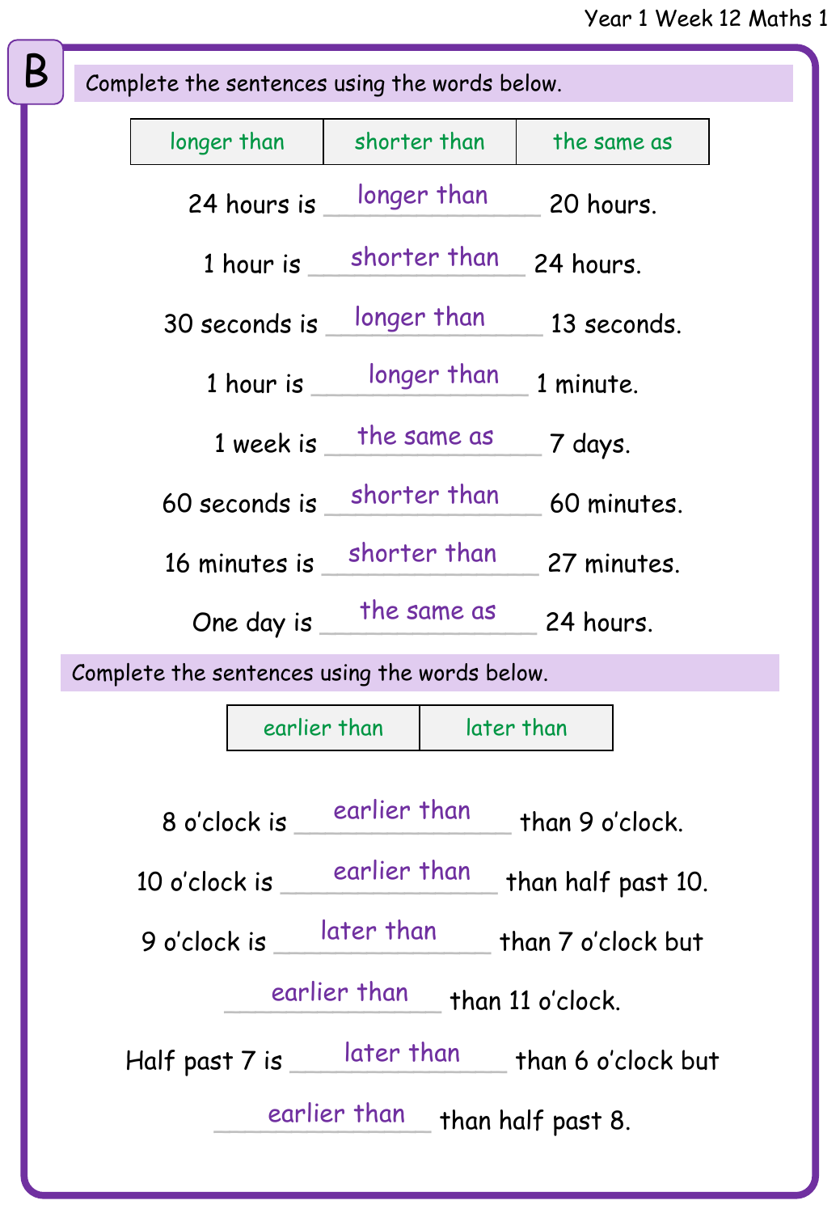## B

Complete the sentences using the words below.

| longer than | shorter than | the same as |
|---|---|---|

24 hours is longer than 20 hours.

1 hour is shorter than 24 hours.

30 seconds is longer than 13 seconds.

1 hour is longer than 1 minute.

1 week is the same as 7 days.

60 seconds is shorter than 60 minutes.

16 minutes is shorter than 27 minutes.

One day is the same as 24 hours.

Complete the sentences using the words below.

| earlier than | later than |
|---|---|

8 o'clock is earlier than than 9 o'clock.

10 o'clock is earlier than than half past 10.

9 o'clock is later than than 7 o'clock but earlier than than 11 o'clock.

Half past 7 is later than than 6 o'clock but earlier than than half past 8.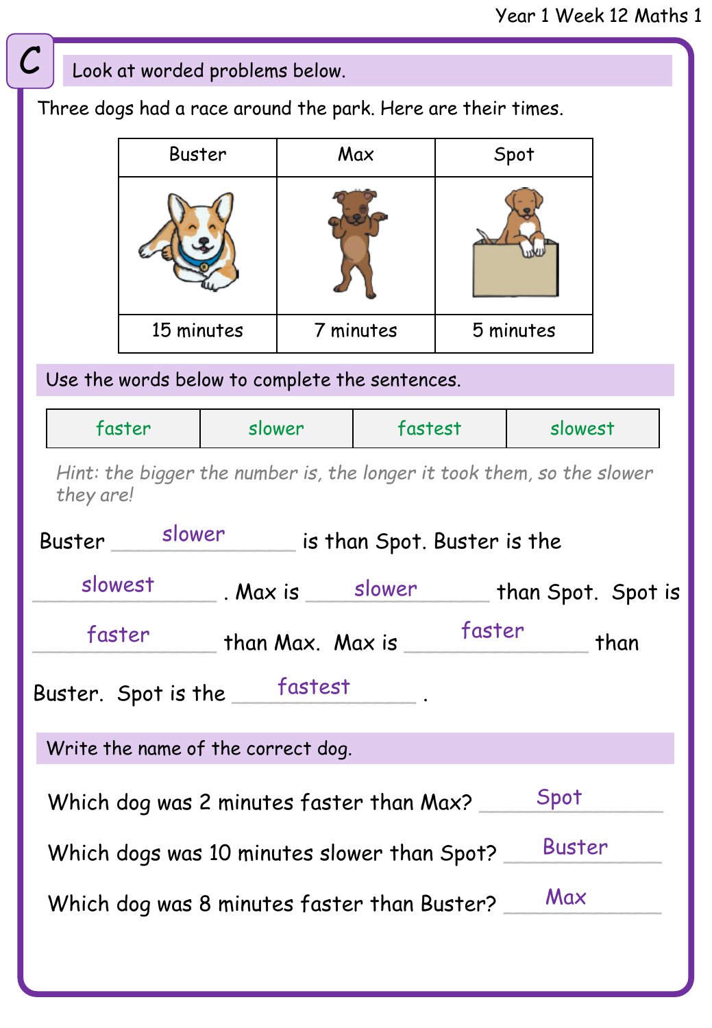C

## Look at worded problems below.

Three dogs had a race around the park. Here are their times.

| Buster | Max | Spot |
|---|---|---|
| | | |
| 15 minutes | 7 minutes | 5 minutes |

## Use the words below to complete the sentences.

| faster | slower | fastest | slowest |
|---|---|---|---|

*Hint: the bigger the number is, the longer it took them, so the slower they are!*

Buster ___slower___ is than Spot. Buster is the ___slowest___. Max is ___slower___ than Spot. Spot is ___faster___ than Max. Max is ___faster___ than Buster. Spot is the ___fastest___.

## Write the name of the correct dog.

Which dog was 2 minutes faster than Max? ___Spot___

Which dogs was 10 minutes slower than Spot? ___Buster___

Which dog was 8 minutes faster than Buster? ___Max___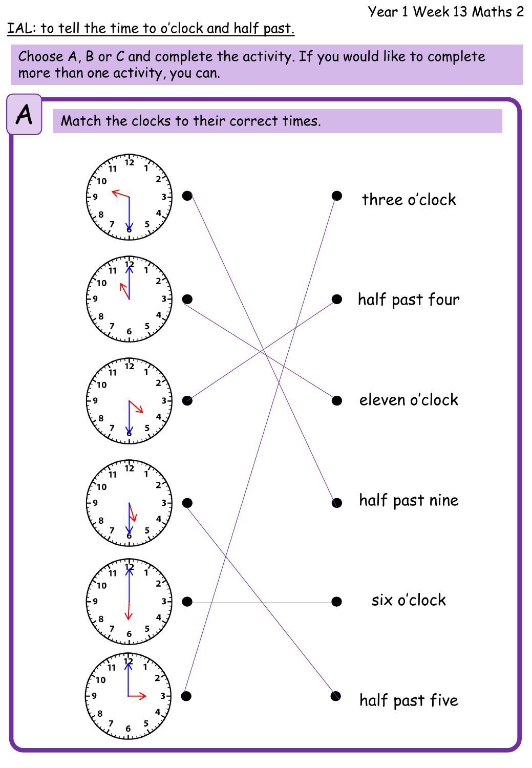Year 1 Week 13 Maths 2

IAL: to tell the time to o'clock and half past.

Choose A, B or C and complete the activity. If you would like to complete more than one activity, you can.

## A

Match the clocks to their correct times.

- three o'clock
- half past four
- eleven o'clock
- half past nine
- six o'clock
- half past five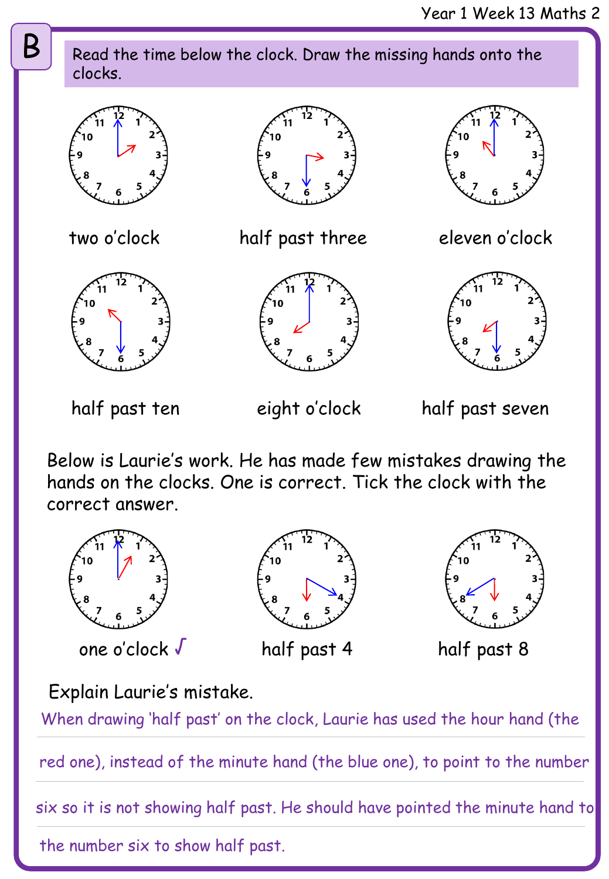# B

Read the time below the clock. Draw the missing hands onto the clocks.

two o'clock

half past three

eleven o'clock

half past ten

eight o'clock

half past seven

Below is Laurie's work. He has made few mistakes drawing the hands on the clocks. One is correct. Tick the clock with the correct answer.

one o'clock ✓

half past 4

half past 8

Explain Laurie's mistake.

When drawing 'half past' on the clock, Laurie has used the hour hand (the red one), instead of the minute hand (the blue one), to point to the number six so it is not showing half past. He should have pointed the minute hand to the number six to show half past.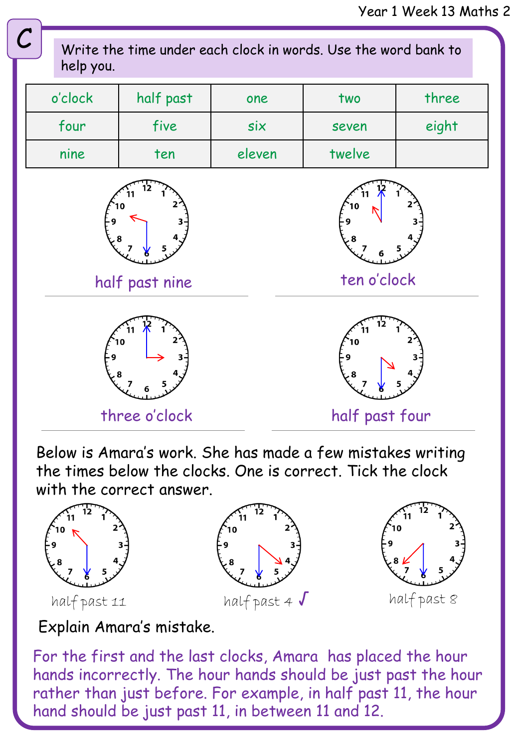C

Write the time under each clock in words. Use the word bank to help you.

| o'clock | half past | one | two | three |
| --- | --- | --- | --- | --- |
| four | five | six | seven | eight |
| nine | ten | eleven | twelve | |

half past nine

ten o'clock

three o'clock

half past four

Below is Amara's work. She has made a few mistakes writing the times below the clocks. One is correct. Tick the clock with the correct answer.

half past 11

half past 4 ✓

half past 8

Explain Amara's mistake.

For the first and the last clocks, Amara has placed the hour hands incorrectly. The hour hands should be just past the hour rather than just before. For example, in half past 11, the hour hand should be just past 11, in between 11 and 12.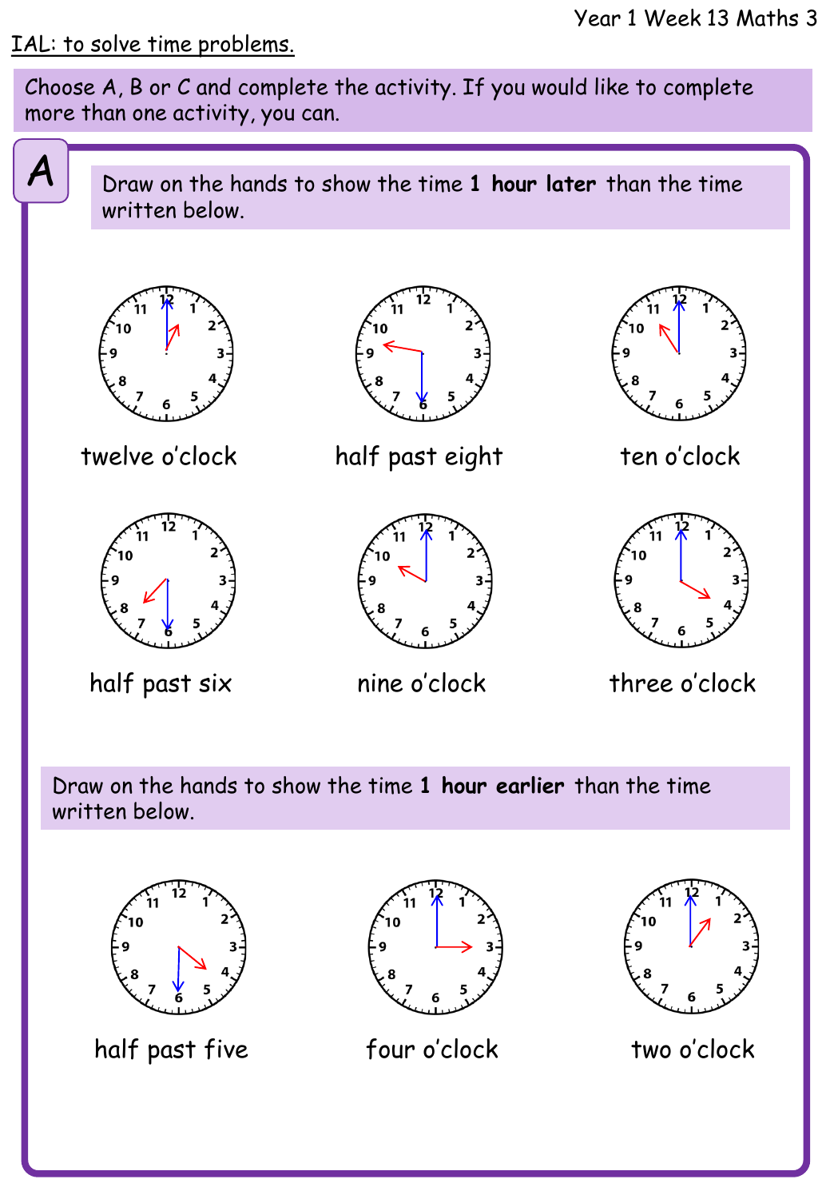IAL: to solve time problems.

Choose A, B or C and complete the activity. If you would like to complete more than one activity, you can.

## A

Draw on the hands to show the time **1 hour later** than the time written below.

twelve o'clock

half past eight

ten o'clock

half past six

nine o'clock

three o'clock

Draw on the hands to show the time **1 hour earlier** than the time written below.

half past five

four o'clock

two o'clock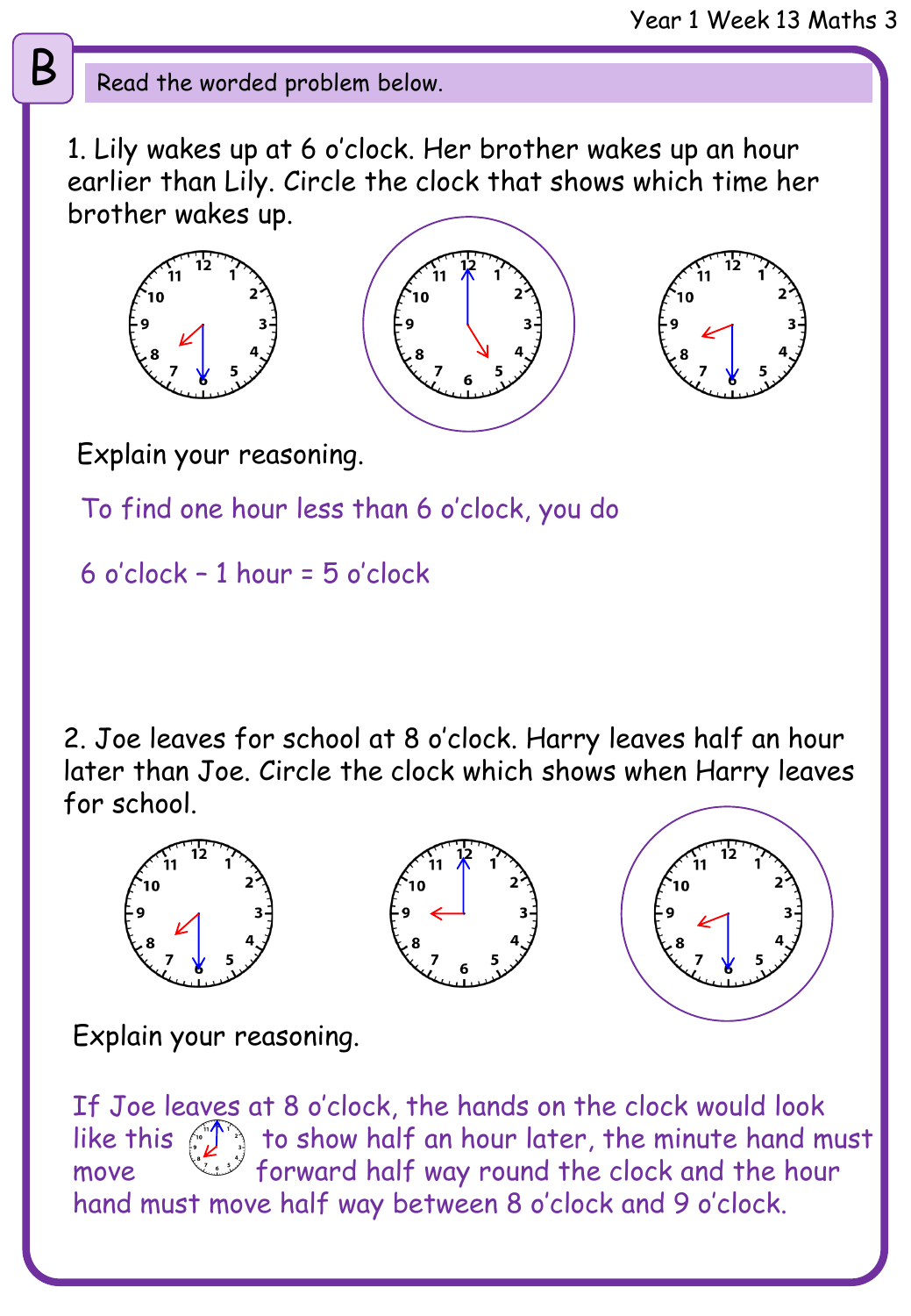B

Read the worded problem below.

1. Lily wakes up at 6 o'clock. Her brother wakes up an hour earlier than Lily. Circle the clock that shows which time her brother wakes up.

Explain your reasoning.

To find one hour less than 6 o'clock, you do

6 o'clock – 1 hour = 5 o'clock

2. Joe leaves for school at 8 o'clock. Harry leaves half an hour later than Joe. Circle the clock which shows when Harry leaves for school.

Explain your reasoning.

If Joe leaves at 8 o'clock, the hands on the clock would look like this to show half an hour later, the minute hand must move forward half way round the clock and the hour hand must move half way between 8 o'clock and 9 o'clock.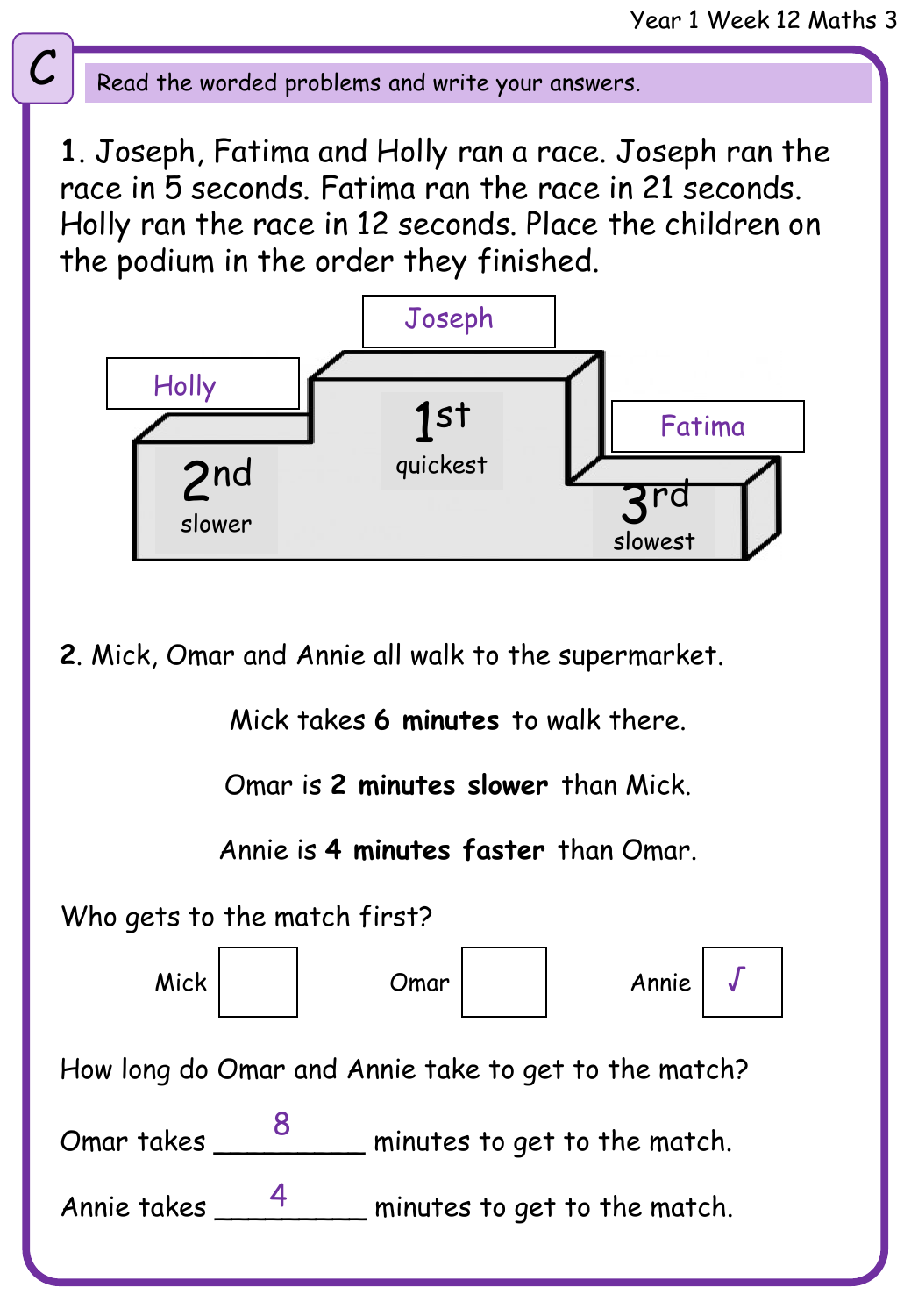## C

Read the worded problems and write your answers.

**1**. Joseph, Fatima and Holly ran a race. Joseph ran the race in 5 seconds. Fatima ran the race in 21 seconds. Holly ran the race in 12 seconds. Place the children on the podium in the order they finished.

Joseph

Holly

Fatima

1st quickest

2nd slower

3rd slowest

**2**. Mick, Omar and Annie all walk to the supermarket.

Mick takes **6 minutes** to walk there.

Omar is **2 minutes slower** than Mick.

Annie is **4 minutes faster** than Omar.

Who gets to the match first?

Mick ☐ Omar ☐ Annie ☑

How long do Omar and Annie take to get to the match?

Omar takes ___8___ minutes to get to the match.

Annie takes ___4___ minutes to get to the match.